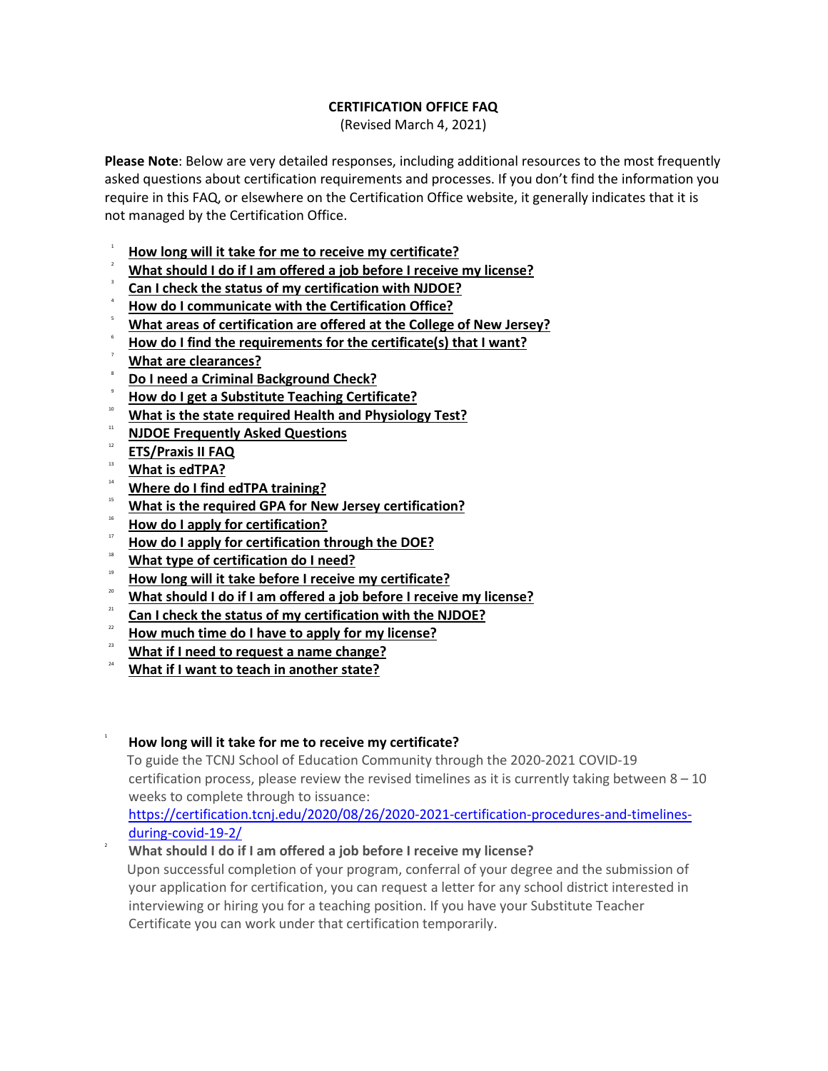# CERTIFICATION OFFICE FAQ

(Revised March 4, 2021)

**Please Note**: Below are very detailed responses, including additional resources to the most frequently asked questions about certification requirements and processes. If you don't find the information you require in this FAQ, or elsewhere on the Certification Office website, it generally indicates that it is not managed by the Certification Office.

1. **How long will it take for me to receive my certificate?**
2. **What should I do if I am offered a job before I receive my license?**
3. **Can I check the status of my certification with NJDOE?**
4. **How do I communicate with the Certification Office?**
5. **What areas of certification are offered at the College of New Jersey?**
6. **How do I find the requirements for the certificate(s) that I want?**
7. **What are clearances?**
8. **Do I need a Criminal Background Check?**
9. **How do I get a Substitute Teaching Certificate?**
10. **What is the state required Health and Physiology Test?**
11. **NJDOE Frequently Asked Questions**
12. **ETS/Praxis II FAQ**
13. **What is edTPA?**
14. **Where do I find edTPA training?**
15. **What is the required GPA for New Jersey certification?**
16. **How do I apply for certification?**
17. **How do I apply for certification through the DOE?**
18. **What type of certification do I need?**
19. **How long will it take before I receive my certificate?**
20. **What should I do if I am offered a job before I receive my license?**
21. **Can I check the status of my certification with the NJDOE?**
22. **How much time do I have to apply for my license?**
23. **What if I need to request a name change?**
24. **What if I want to teach in another state?**

### 1. How long will it take for me to receive my certificate?

To guide the TCNJ School of Education Community through the 2020-2021 COVID-19 certification process, please review the revised timelines as it is currently taking between 8 – 10 weeks to complete through to issuance: https://certification.tcnj.edu/2020/08/26/2020-2021-certification-procedures-and-timelines-during-covid-19-2/

### 2. What should I do if I am offered a job before I receive my license?

Upon successful completion of your program, conferral of your degree and the submission of your application for certification, you can request a letter for any school district interested in interviewing or hiring you for a teaching position. If you have your Substitute Teacher Certificate you can work under that certification temporarily.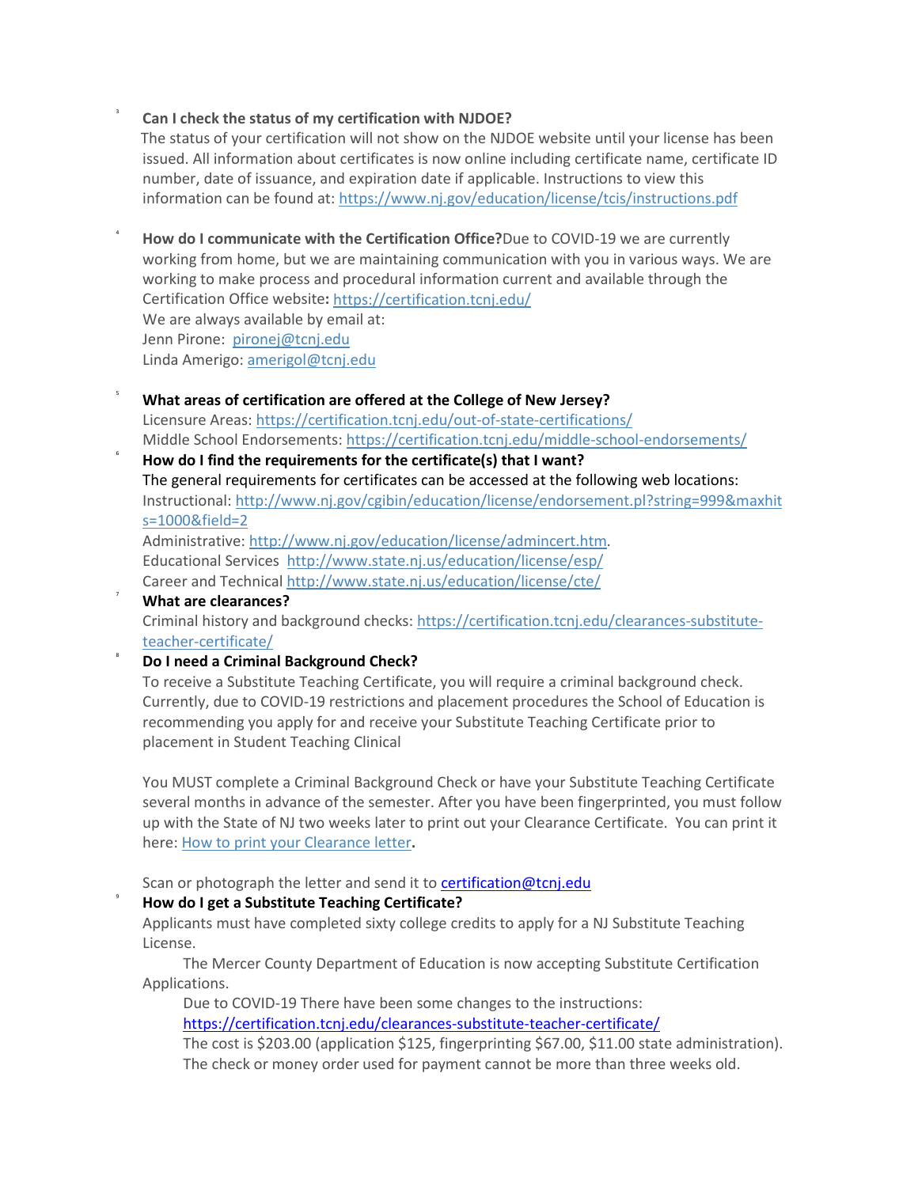3. **Can I check the status of my certification with NJDOE?**
The status of your certification will not show on the NJDOE website until your license has been issued. All information about certificates is now online including certificate name, certificate ID number, date of issuance, and expiration date if applicable. Instructions to view this information can be found at: https://www.nj.gov/education/license/tcis/instructions.pdf

4. **How do I communicate with the Certification Office?** Due to COVID-19 we are currently working from home, but we are maintaining communication with you in various ways. We are working to make process and procedural information current and available through the Certification Office website**:** https://certification.tcnj.edu/
We are always available by email at:
Jenn Pirone: pironej@tcnj.edu
Linda Amerigo: amerigol@tcnj.edu

5. **What areas of certification are offered at the College of New Jersey?**
Licensure Areas: https://certification.tcnj.edu/out-of-state-certifications/
Middle School Endorsements: https://certification.tcnj.edu/middle-school-endorsements/

6. **How do I find the requirements for the certificate(s) that I want?**
The general requirements for certificates can be accessed at the following web locations:
Instructional: http://www.nj.gov/cgibin/education/license/endorsement.pl?string=999&maxhits=1000&field=2
Administrative: http://www.nj.gov/education/license/admincert.htm.
Educational Services http://www.state.nj.us/education/license/esp/
Career and Technical http://www.state.nj.us/education/license/cte/

7. **What are clearances?**
Criminal history and background checks: https://certification.tcnj.edu/clearances-substitute-teacher-certificate/

8. **Do I need a Criminal Background Check?**
To receive a Substitute Teaching Certificate, you will require a criminal background check. Currently, due to COVID-19 restrictions and placement procedures the School of Education is recommending you apply for and receive your Substitute Teaching Certificate prior to placement in Student Teaching Clinical

You MUST complete a Criminal Background Check or have your Substitute Teaching Certificate several months in advance of the semester. After you have been fingerprinted, you must follow up with the State of NJ two weeks later to print out your Clearance Certificate. You can print it here: How to print your Clearance letter**.**

Scan or photograph the letter and send it to certification@tcnj.edu

9. **How do I get a Substitute Teaching Certificate?**
Applicants must have completed sixty college credits to apply for a NJ Substitute Teaching License.
The Mercer County Department of Education is now accepting Substitute Certification Applications.
Due to COVID-19 There have been some changes to the instructions: https://certification.tcnj.edu/clearances-substitute-teacher-certificate/
The cost is $203.00 (application $125, fingerprinting $67.00, $11.00 state administration). The check or money order used for payment cannot be more than three weeks old.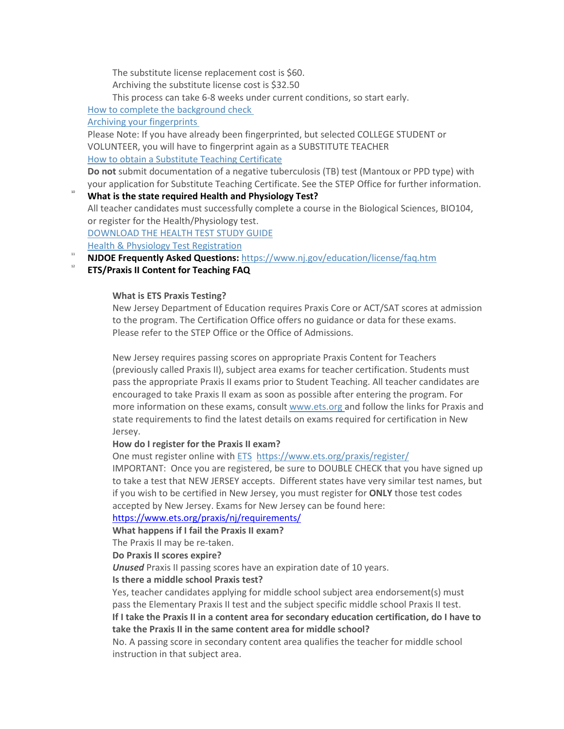The substitute license replacement cost is $60.

Archiving the substitute license cost is $32.50

This process can take 6-8 weeks under current conditions, so start early.

[How to complete the background check](#)

[Archiving your fingerprints](#)

Please Note: If you have already been fingerprinted, but selected COLLEGE STUDENT or VOLUNTEER, you will have to fingerprint again as a SUBSTITUTE TEACHER

[How to obtain a Substitute Teaching Certificate](#)

**Do not** submit documentation of a negative tuberculosis (TB) test (Mantoux or PPD type) with your application for Substitute Teaching Certificate. See the STEP Office for further information.

10. **What is the state required Health and Physiology Test?**

All teacher candidates must successfully complete a course in the Biological Sciences, BIO104, or register for the Health/Physiology test.

[DOWNLOAD THE HEALTH TEST STUDY GUIDE](#)

[Health & Physiology Test Registration](#)

11. **NJDOE Frequently Asked Questions:** https://www.nj.gov/education/license/faq.htm

12. **ETS/Praxis II Content for Teaching FAQ**

**What is ETS Praxis Testing?**

New Jersey Department of Education requires Praxis Core or ACT/SAT scores at admission to the program. The Certification Office offers no guidance or data for these exams. Please refer to the STEP Office or the Office of Admissions.

New Jersey requires passing scores on appropriate Praxis Content for Teachers (previously called Praxis II), subject area exams for teacher certification. Students must pass the appropriate Praxis II exams prior to Student Teaching. All teacher candidates are encouraged to take Praxis II exam as soon as possible after entering the program. For more information on these exams, consult www.ets.org and follow the links for Praxis and state requirements to find the latest details on exams required for certification in New Jersey.

**How do I register for the Praxis II exam?**

One must register online with ETS https://www.ets.org/praxis/register/

IMPORTANT: Once you are registered, be sure to DOUBLE CHECK that you have signed up to take a test that NEW JERSEY accepts. Different states have very similar test names, but if you wish to be certified in New Jersey, you must register for **ONLY** those test codes accepted by New Jersey. Exams for New Jersey can be found here: https://www.ets.org/praxis/nj/requirements/

**What happens if I fail the Praxis II exam?**

The Praxis II may be re-taken.

**Do Praxis II scores expire?**

***Unused*** Praxis II passing scores have an expiration date of 10 years.

**Is there a middle school Praxis test?**

Yes, teacher candidates applying for middle school subject area endorsement(s) must pass the Elementary Praxis II test and the subject specific middle school Praxis II test.

**If I take the Praxis II in a content area for secondary education certification, do I have to take the Praxis II in the same content area for middle school?**

No. A passing score in secondary content area qualifies the teacher for middle school instruction in that subject area.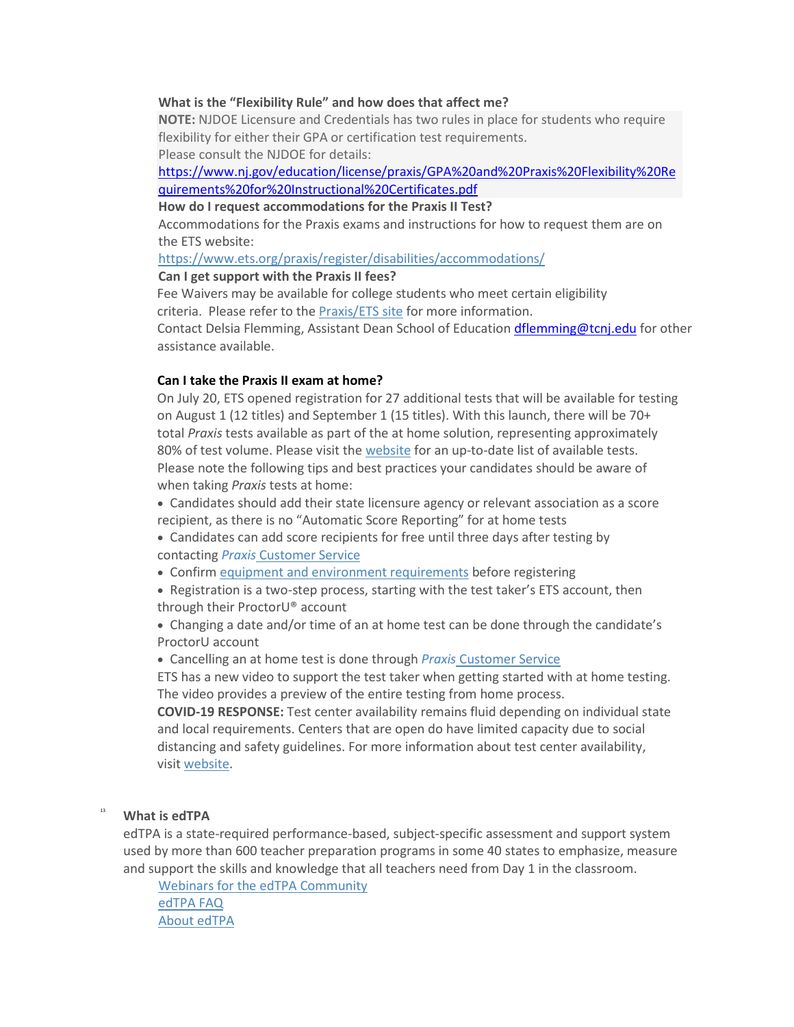**What is the "Flexibility Rule" and how does that affect me?**

**NOTE:** NJDOE Licensure and Credentials has two rules in place for students who require flexibility for either their GPA or certification test requirements.

Please consult the NJDOE for details:

https://www.nj.gov/education/license/praxis/GPA%20and%20Praxis%20Flexibility%20Requirements%20for%20Instructional%20Certificates.pdf

**How do I request accommodations for the Praxis II Test?**

Accommodations for the Praxis exams and instructions for how to request them are on the ETS website:

https://www.ets.org/praxis/register/disabilities/accommodations/

**Can I get support with the Praxis II fees?**

Fee Waivers may be available for college students who meet certain eligibility criteria. Please refer to the Praxis/ETS site for more information.

Contact Delsia Flemming, Assistant Dean School of Education dflemming@tcnj.edu for other assistance available.

**Can I take the Praxis II exam at home?**

On July 20, ETS opened registration for 27 additional tests that will be available for testing on August 1 (12 titles) and September 1 (15 titles). With this launch, there will be 70+ total *Praxis* tests available as part of the at home solution, representing approximately 80% of test volume. Please visit the website for an up-to-date list of available tests.

Please note the following tips and best practices your candidates should be aware of when taking *Praxis* tests at home:

- Candidates should add their state licensure agency or relevant association as a score recipient, as there is no "Automatic Score Reporting" for at home tests
- Candidates can add score recipients for free until three days after testing by contacting *Praxis* Customer Service
- Confirm equipment and environment requirements before registering
- Registration is a two-step process, starting with the test taker's ETS account, then through their ProctorU® account
- Changing a date and/or time of an at home test can be done through the candidate's ProctorU account
- Cancelling an at home test is done through *Praxis* Customer Service

ETS has a new video to support the test taker when getting started with at home testing. The video provides a preview of the entire testing from home process.

**COVID-19 RESPONSE:** Test center availability remains fluid depending on individual state and local requirements. Centers that are open do have limited capacity due to social distancing and safety guidelines. For more information about test center availability, visit website.

[13] **What is edTPA**

edTPA is a state-required performance-based, subject-specific assessment and support system used by more than 600 teacher preparation programs in some 40 states to emphasize, measure and support the skills and knowledge that all teachers need from Day 1 in the classroom.

Webinars for the edTPA Community

edTPA FAQ

About edTPA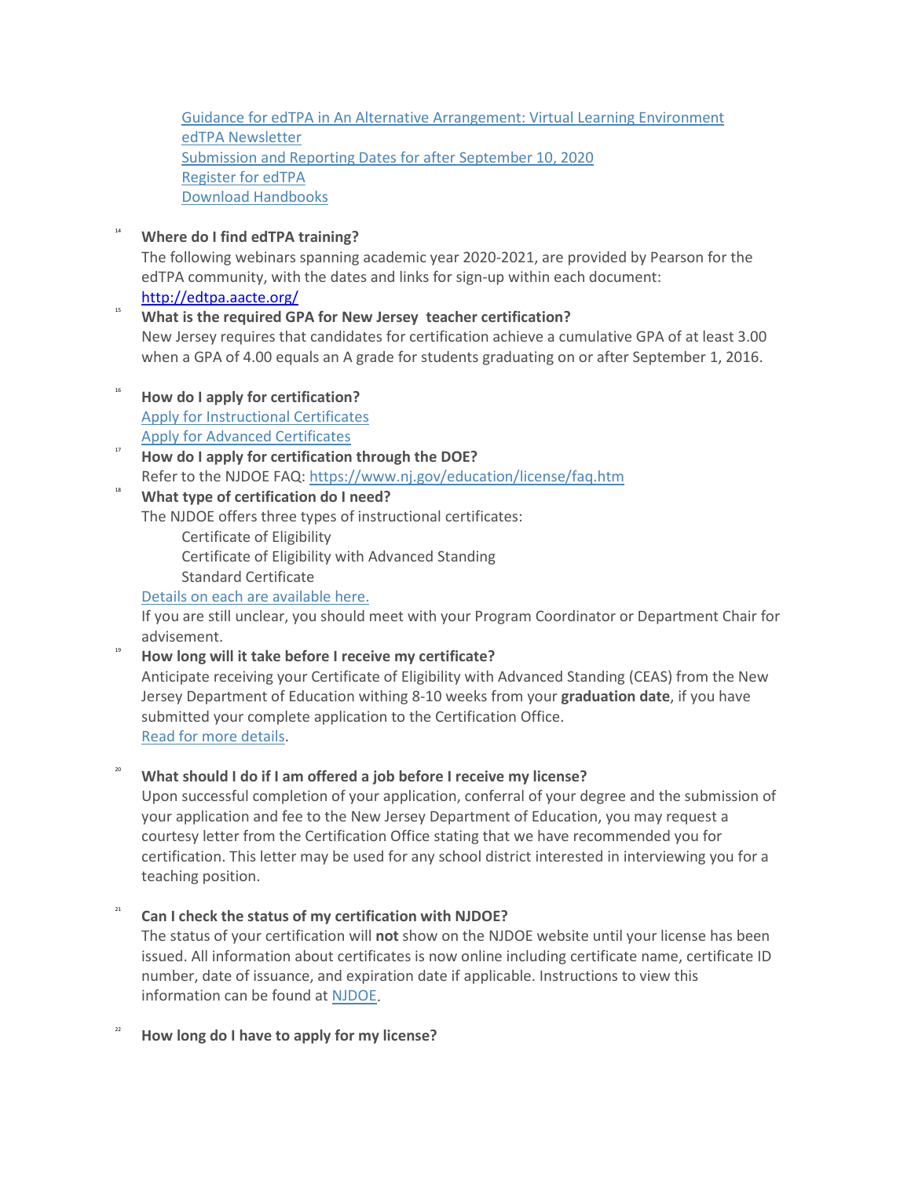[Guidance for edTPA in An Alternative Arrangement: Virtual Learning Environment](#)
[edTPA Newsletter](#)
[Submission and Reporting Dates for after September 10, 2020](#)
[Register for edTPA](#)
[Download Handbooks](#)

[14] **Where do I find edTPA training?**

The following webinars spanning academic year 2020-2021, are provided by Pearson for the edTPA community, with the dates and links for sign-up within each document: [http://edtpa.aacte.org/](http://edtpa.aacte.org/)

[15] **What is the required GPA for New Jersey teacher certification?**

New Jersey requires that candidates for certification achieve a cumulative GPA of at least 3.00 when a GPA of 4.00 equals an A grade for students graduating on or after September 1, 2016.

[16] **How do I apply for certification?**

[Apply for Instructional Certificates](#)
[Apply for Advanced Certificates](#)

[17] **How do I apply for certification through the DOE?**

Refer to the NJDOE FAQ: [https://www.nj.gov/education/license/faq.htm](https://www.nj.gov/education/license/faq.htm)

[18] **What type of certification do I need?**

The NJDOE offers three types of instructional certificates:

- Certificate of Eligibility
- Certificate of Eligibility with Advanced Standing
- Standard Certificate

[Details on each are available here.](#)

If you are still unclear, you should meet with your Program Coordinator or Department Chair for advisement.

[19] **How long will it take before I receive my certificate?**

Anticipate receiving your Certificate of Eligibility with Advanced Standing (CEAS) from the New Jersey Department of Education withing 8-10 weeks from your **graduation date**, if you have submitted your complete application to the Certification Office.
[Read for more details](#).

[20] **What should I do if I am offered a job before I receive my license?**

Upon successful completion of your application, conferral of your degree and the submission of your application and fee to the New Jersey Department of Education, you may request a courtesy letter from the Certification Office stating that we have recommended you for certification. This letter may be used for any school district interested in interviewing you for a teaching position.

[21] **Can I check the status of my certification with NJDOE?**

The status of your certification will **not** show on the NJDOE website until your license has been issued. All information about certificates is now online including certificate name, certificate ID number, date of issuance, and expiration date if applicable. Instructions to view this information can be found at [NJDOE](#).

[22] **How long do I have to apply for my license?**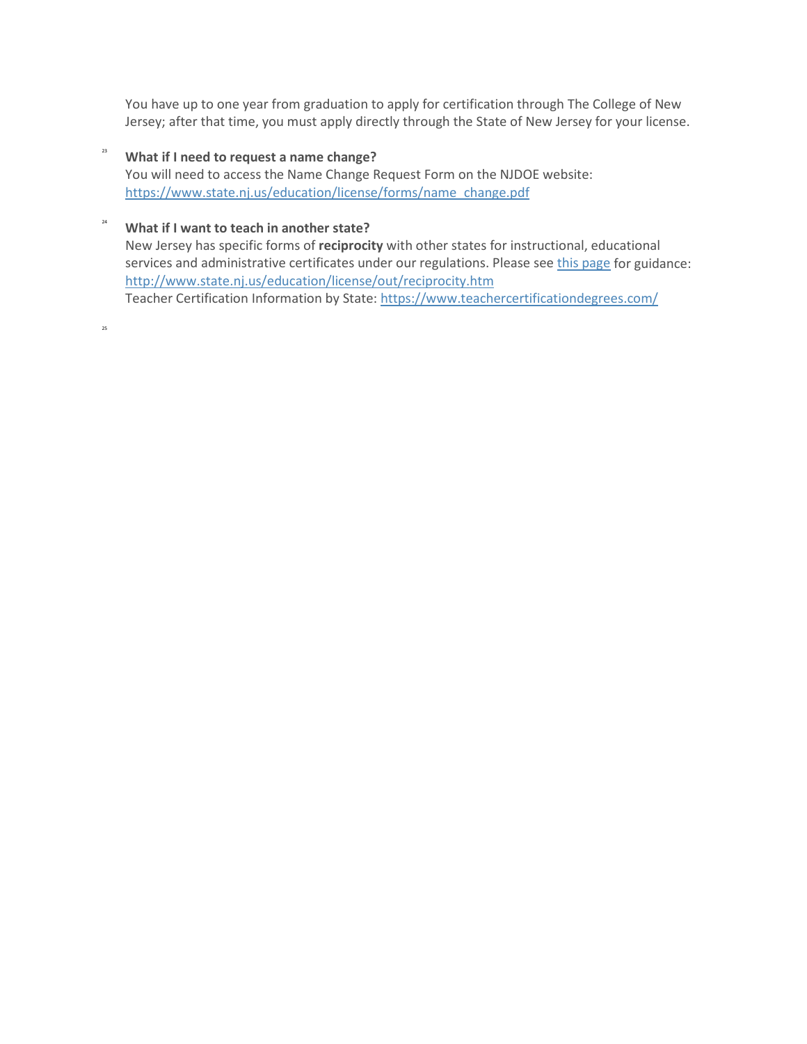You have up to one year from graduation to apply for certification through The College of New Jersey; after that time, you must apply directly through the State of New Jersey for your license.

[23] **What if I need to request a name change?**
You will need to access the Name Change Request Form on the NJDOE website: https://www.state.nj.us/education/license/forms/name_change.pdf

[24] **What if I want to teach in another state?**
New Jersey has specific forms of **reciprocity** with other states for instructional, educational services and administrative certificates under our regulations. Please see this page for guidance: http://www.state.nj.us/education/license/out/reciprocity.htm
Teacher Certification Information by State: https://www.teachercertificationdegrees.com/

[25]